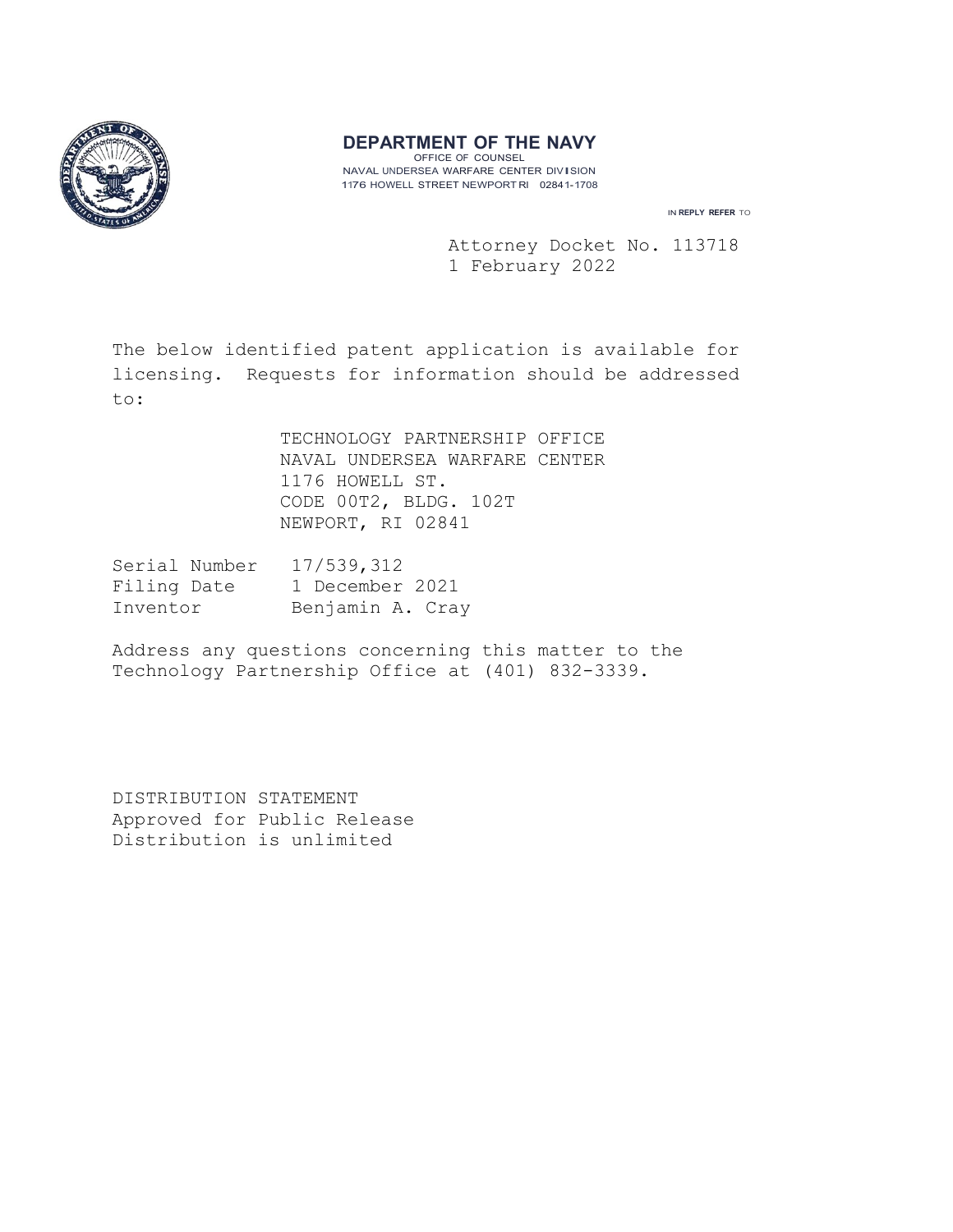# DEPARTMENT OF THE NAVY

OFFICE OF COUNSEL
NAVAL UNDERSEA WARFARE CENTER DIVISION
1176 HOWELL STREET NEWPORT RI 02841-1708

IN REPLY REFER TO

Attorney Docket No. 113718
1 February 2022

The below identified patent application is available for licensing. Requests for information should be addressed to:

TECHNOLOGY PARTNERSHIP OFFICE
NAVAL UNDERSEA WARFARE CENTER
1176 HOWELL ST.
CODE 00T2, BLDG. 102T
NEWPORT, RI 02841

Serial Number 17/539,312
Filing Date 1 December 2021
Inventor Benjamin A. Cray

Address any questions concerning this matter to the Technology Partnership Office at (401) 832-3339.

DISTRIBUTION STATEMENT
Approved for Public Release
Distribution is unlimited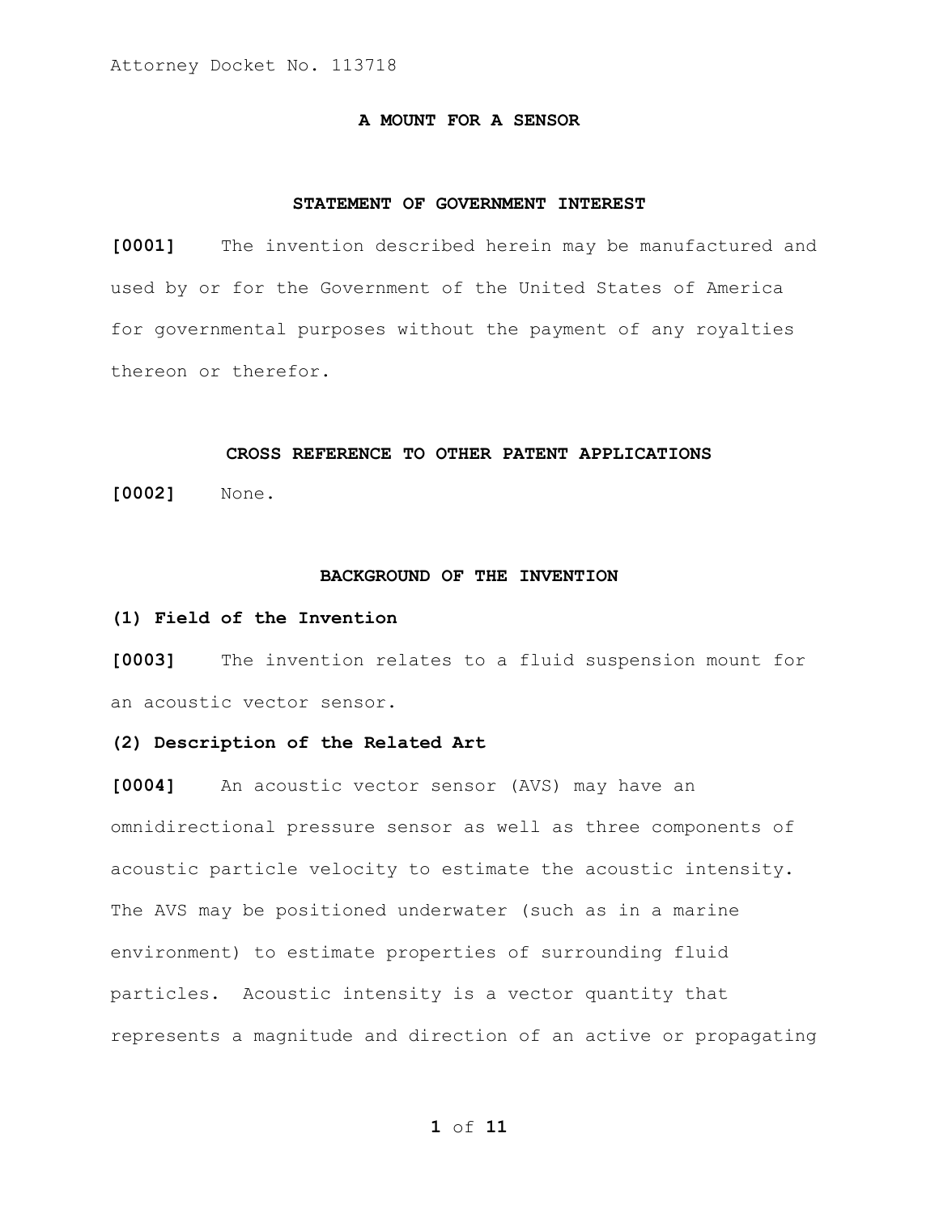Attorney Docket No. 113718

# A MOUNT FOR A SENSOR

## STATEMENT OF GOVERNMENT INTEREST

**[0001]** The invention described herein may be manufactured and used by or for the Government of the United States of America for governmental purposes without the payment of any royalties thereon or therefor.

## CROSS REFERENCE TO OTHER PATENT APPLICATIONS

**[0002]** None.

## BACKGROUND OF THE INVENTION

### (1) Field of the Invention

**[0003]** The invention relates to a fluid suspension mount for an acoustic vector sensor.

### (2) Description of the Related Art

**[0004]** An acoustic vector sensor (AVS) may have an omnidirectional pressure sensor as well as three components of acoustic particle velocity to estimate the acoustic intensity. The AVS may be positioned underwater (such as in a marine environment) to estimate properties of surrounding fluid particles. Acoustic intensity is a vector quantity that represents a magnitude and direction of an active or propagating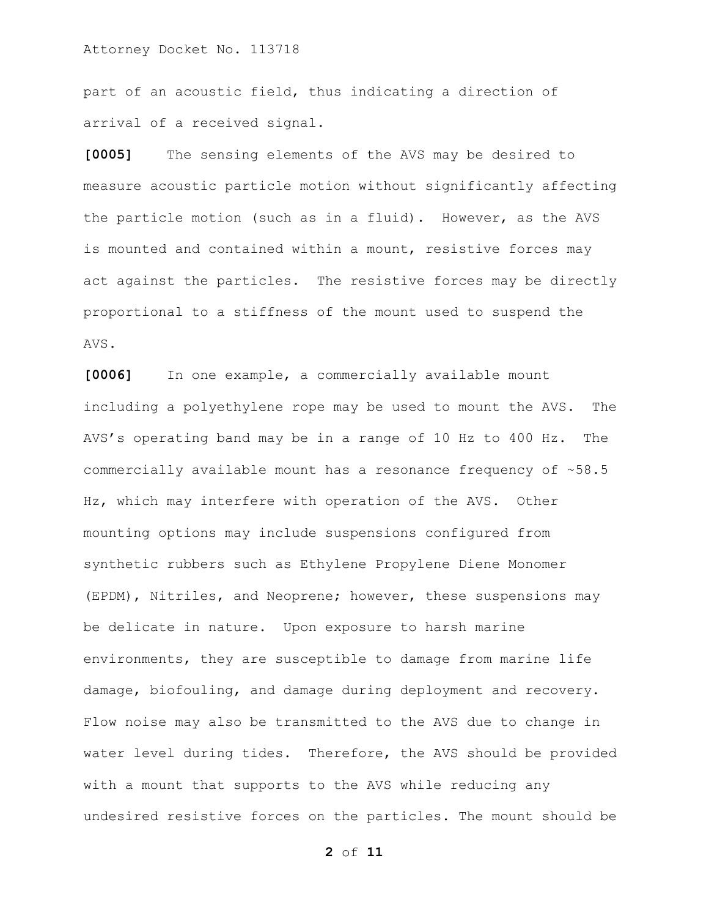part of an acoustic field, thus indicating a direction of arrival of a received signal.

**[0005]** The sensing elements of the AVS may be desired to measure acoustic particle motion without significantly affecting the particle motion (such as in a fluid). However, as the AVS is mounted and contained within a mount, resistive forces may act against the particles. The resistive forces may be directly proportional to a stiffness of the mount used to suspend the AVS.

**[0006]** In one example, a commercially available mount including a polyethylene rope may be used to mount the AVS. The AVS's operating band may be in a range of 10 Hz to 400 Hz. The commercially available mount has a resonance frequency of ~58.5 Hz, which may interfere with operation of the AVS. Other mounting options may include suspensions configured from synthetic rubbers such as Ethylene Propylene Diene Monomer (EPDM), Nitriles, and Neoprene; however, these suspensions may be delicate in nature. Upon exposure to harsh marine environments, they are susceptible to damage from marine life damage, biofouling, and damage during deployment and recovery. Flow noise may also be transmitted to the AVS due to change in water level during tides. Therefore, the AVS should be provided with a mount that supports to the AVS while reducing any undesired resistive forces on the particles. The mount should be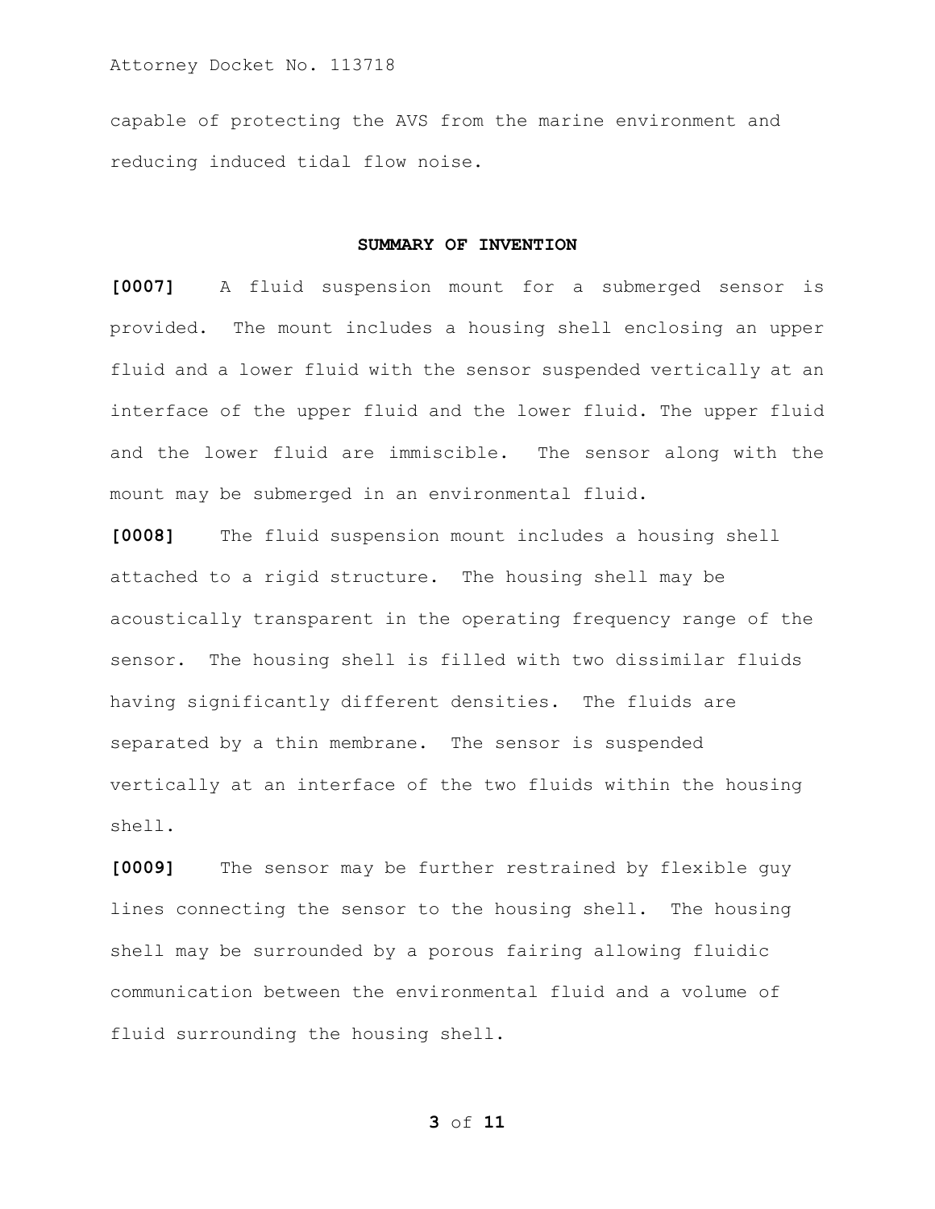capable of protecting the AVS from the marine environment and reducing induced tidal flow noise.

## SUMMARY OF INVENTION

**[0007]** A fluid suspension mount for a submerged sensor is provided. The mount includes a housing shell enclosing an upper fluid and a lower fluid with the sensor suspended vertically at an interface of the upper fluid and the lower fluid. The upper fluid and the lower fluid are immiscible. The sensor along with the mount may be submerged in an environmental fluid.

**[0008]** The fluid suspension mount includes a housing shell attached to a rigid structure. The housing shell may be acoustically transparent in the operating frequency range of the sensor. The housing shell is filled with two dissimilar fluids having significantly different densities. The fluids are separated by a thin membrane. The sensor is suspended vertically at an interface of the two fluids within the housing shell.

**[0009]** The sensor may be further restrained by flexible guy lines connecting the sensor to the housing shell. The housing shell may be surrounded by a porous fairing allowing fluidic communication between the environmental fluid and a volume of fluid surrounding the housing shell.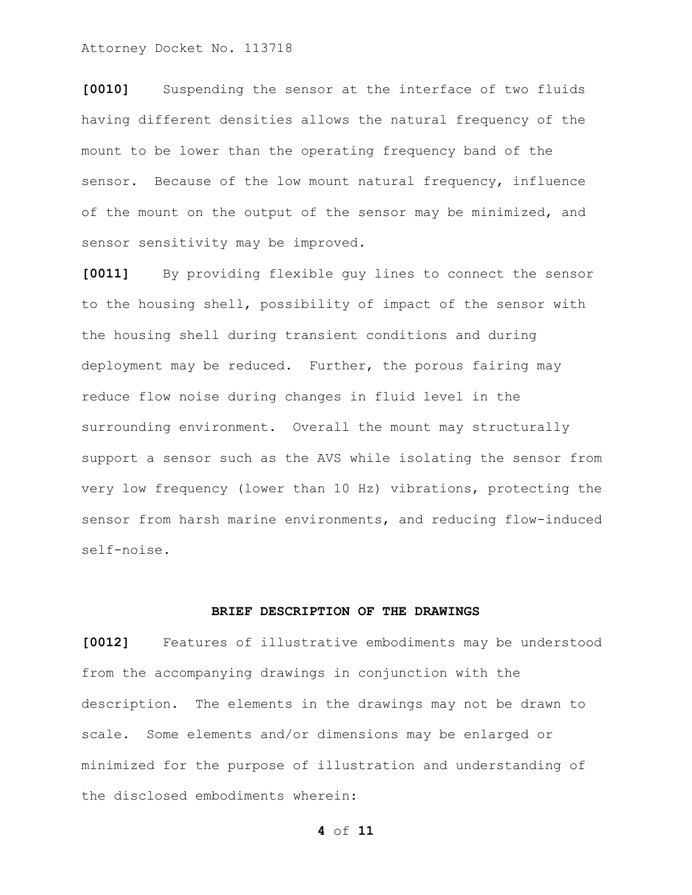**[0010]** Suspending the sensor at the interface of two fluids having different densities allows the natural frequency of the mount to be lower than the operating frequency band of the sensor. Because of the low mount natural frequency, influence of the mount on the output of the sensor may be minimized, and sensor sensitivity may be improved.

**[0011]** By providing flexible guy lines to connect the sensor to the housing shell, possibility of impact of the sensor with the housing shell during transient conditions and during deployment may be reduced. Further, the porous fairing may reduce flow noise during changes in fluid level in the surrounding environment. Overall the mount may structurally support a sensor such as the AVS while isolating the sensor from very low frequency (lower than 10 Hz) vibrations, protecting the sensor from harsh marine environments, and reducing flow-induced self-noise.

## BRIEF DESCRIPTION OF THE DRAWINGS

**[0012]** Features of illustrative embodiments may be understood from the accompanying drawings in conjunction with the description. The elements in the drawings may not be drawn to scale. Some elements and/or dimensions may be enlarged or minimized for the purpose of illustration and understanding of the disclosed embodiments wherein: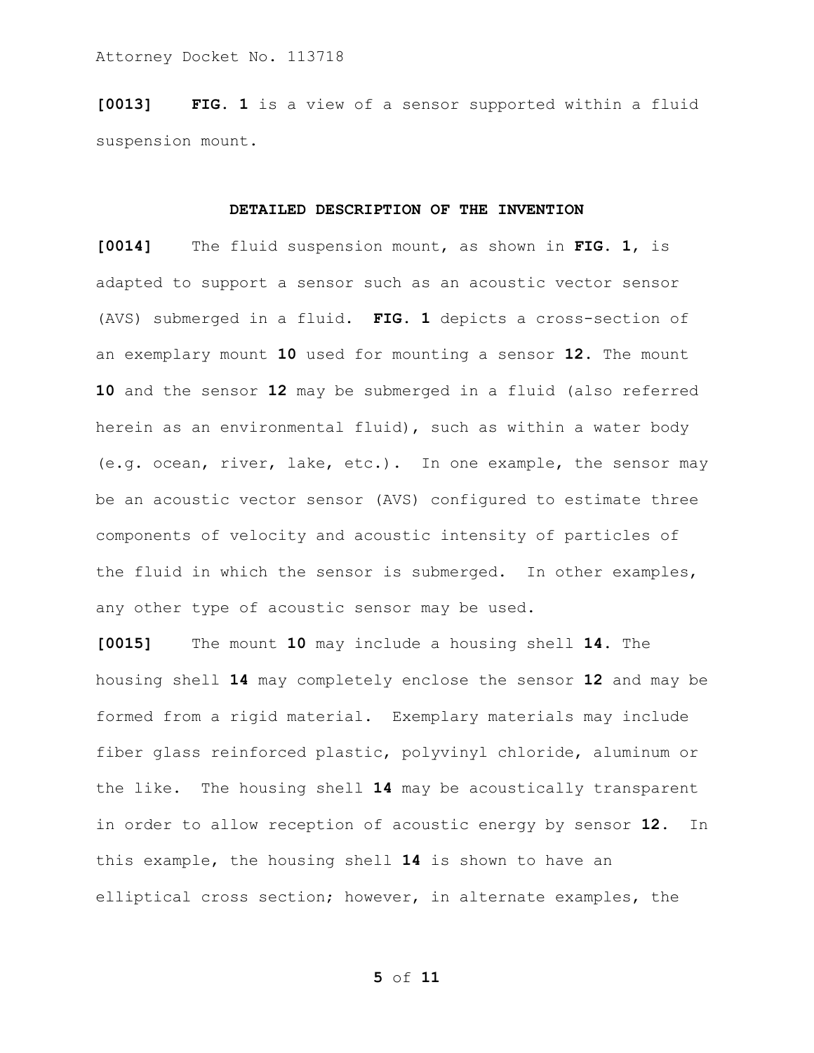**[0013]** **FIG. 1** is a view of a sensor supported within a fluid suspension mount.

## DETAILED DESCRIPTION OF THE INVENTION

**[0014]** The fluid suspension mount, as shown in **FIG. 1**, is adapted to support a sensor such as an acoustic vector sensor (AVS) submerged in a fluid. **FIG. 1** depicts a cross-section of an exemplary mount **10** used for mounting a sensor **12**. The mount **10** and the sensor **12** may be submerged in a fluid (also referred herein as an environmental fluid), such as within a water body (e.g. ocean, river, lake, etc.). In one example, the sensor may be an acoustic vector sensor (AVS) configured to estimate three components of velocity and acoustic intensity of particles of the fluid in which the sensor is submerged. In other examples, any other type of acoustic sensor may be used.

**[0015]** The mount **10** may include a housing shell **14**. The housing shell **14** may completely enclose the sensor **12** and may be formed from a rigid material. Exemplary materials may include fiber glass reinforced plastic, polyvinyl chloride, aluminum or the like. The housing shell **14** may be acoustically transparent in order to allow reception of acoustic energy by sensor **12**. In this example, the housing shell **14** is shown to have an elliptical cross section; however, in alternate examples, the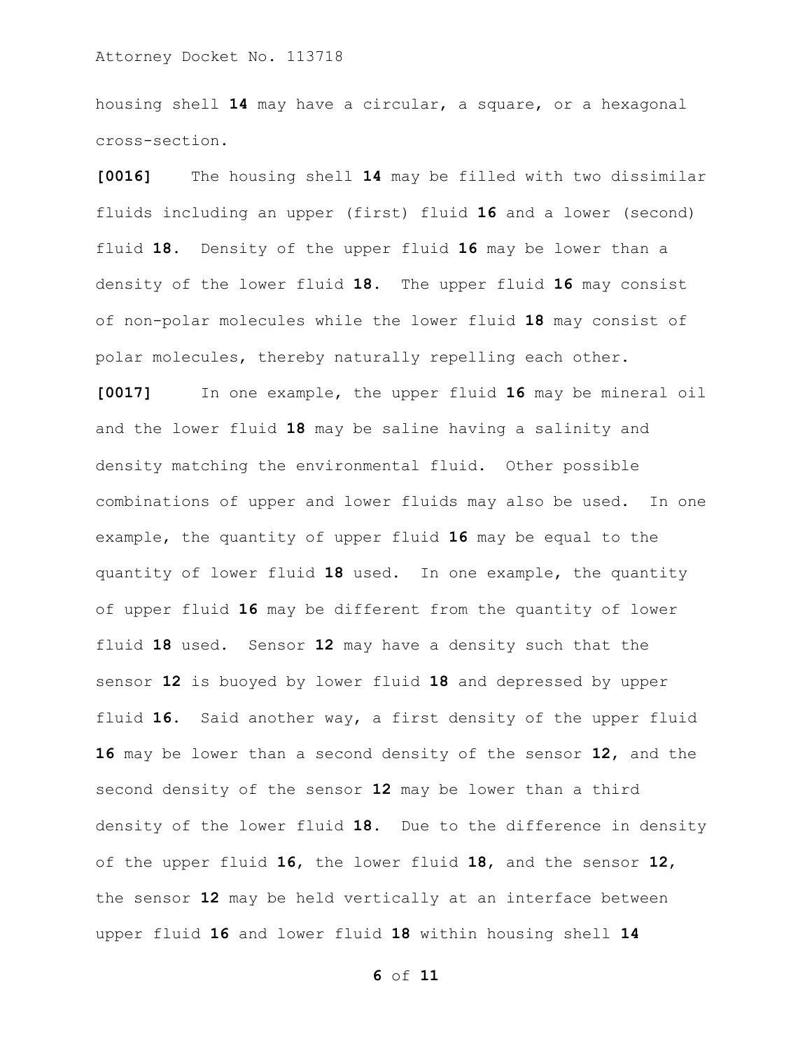housing shell **14** may have a circular, a square, or a hexagonal cross-section.

**[0016]** The housing shell **14** may be filled with two dissimilar fluids including an upper (first) fluid **16** and a lower (second) fluid **18**. Density of the upper fluid **16** may be lower than a density of the lower fluid **18**. The upper fluid **16** may consist of non-polar molecules while the lower fluid **18** may consist of polar molecules, thereby naturally repelling each other.

**[0017]** In one example, the upper fluid **16** may be mineral oil and the lower fluid **18** may be saline having a salinity and density matching the environmental fluid. Other possible combinations of upper and lower fluids may also be used. In one example, the quantity of upper fluid **16** may be equal to the quantity of lower fluid **18** used. In one example, the quantity of upper fluid **16** may be different from the quantity of lower fluid **18** used. Sensor **12** may have a density such that the sensor **12** is buoyed by lower fluid **18** and depressed by upper fluid **16**. Said another way, a first density of the upper fluid **16** may be lower than a second density of the sensor **12**, and the second density of the sensor **12** may be lower than a third density of the lower fluid **18**. Due to the difference in density of the upper fluid **16**, the lower fluid **18**, and the sensor **12**, the sensor **12** may be held vertically at an interface between upper fluid **16** and lower fluid **18** within housing shell **14**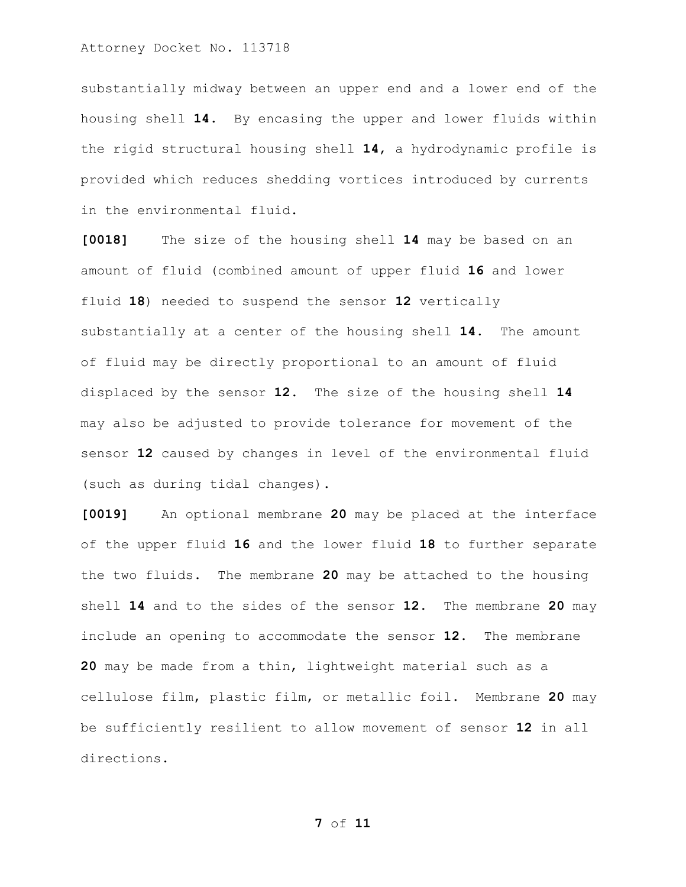substantially midway between an upper end and a lower end of the housing shell **14**. By encasing the upper and lower fluids within the rigid structural housing shell **14**, a hydrodynamic profile is provided which reduces shedding vortices introduced by currents in the environmental fluid.

**[0018]** The size of the housing shell **14** may be based on an amount of fluid (combined amount of upper fluid **16** and lower fluid **18**) needed to suspend the sensor **12** vertically substantially at a center of the housing shell **14**. The amount of fluid may be directly proportional to an amount of fluid displaced by the sensor **12**. The size of the housing shell **14** may also be adjusted to provide tolerance for movement of the sensor **12** caused by changes in level of the environmental fluid (such as during tidal changes).

**[0019]** An optional membrane **20** may be placed at the interface of the upper fluid **16** and the lower fluid **18** to further separate the two fluids. The membrane **20** may be attached to the housing shell **14** and to the sides of the sensor **12**. The membrane **20** may include an opening to accommodate the sensor **12**. The membrane **20** may be made from a thin, lightweight material such as a cellulose film, plastic film, or metallic foil. Membrane **20** may be sufficiently resilient to allow movement of sensor **12** in all directions.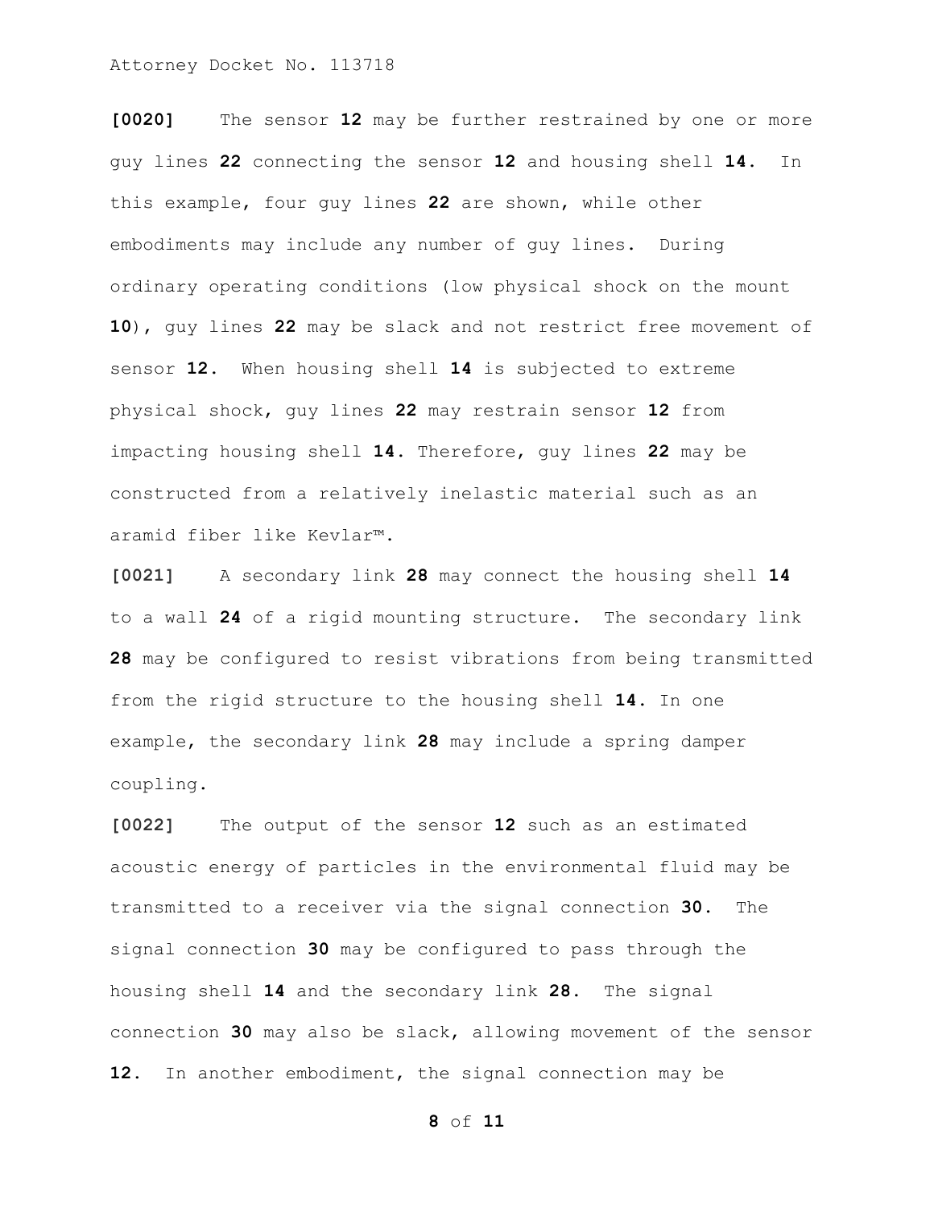**[0020]** The sensor **12** may be further restrained by one or more guy lines **22** connecting the sensor **12** and housing shell **14**. In this example, four guy lines **22** are shown, while other embodiments may include any number of guy lines. During ordinary operating conditions (low physical shock on the mount **10**), guy lines **22** may be slack and not restrict free movement of sensor **12**. When housing shell **14** is subjected to extreme physical shock, guy lines **22** may restrain sensor **12** from impacting housing shell **14**. Therefore, guy lines **22** may be constructed from a relatively inelastic material such as an aramid fiber like Kevlar™.

**[0021]** A secondary link **28** may connect the housing shell **14** to a wall **24** of a rigid mounting structure. The secondary link **28** may be configured to resist vibrations from being transmitted from the rigid structure to the housing shell **14**. In one example, the secondary link **28** may include a spring damper coupling.

**[0022]** The output of the sensor **12** such as an estimated acoustic energy of particles in the environmental fluid may be transmitted to a receiver via the signal connection **30**. The signal connection **30** may be configured to pass through the housing shell **14** and the secondary link **28**. The signal connection **30** may also be slack, allowing movement of the sensor **12**. In another embodiment, the signal connection may be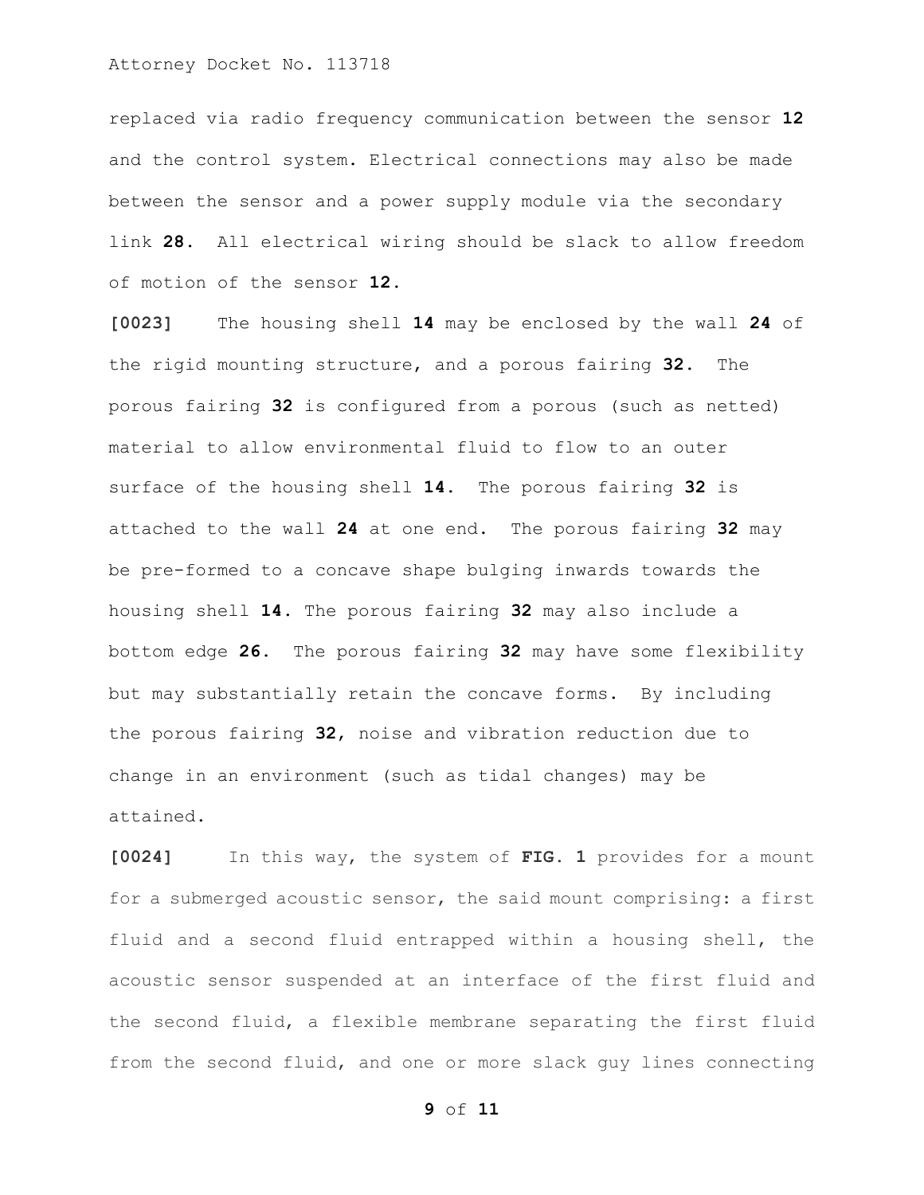replaced via radio frequency communication between the sensor **12** and the control system. Electrical connections may also be made between the sensor and a power supply module via the secondary link **28**. All electrical wiring should be slack to allow freedom of motion of the sensor **12**.

**[0023]** The housing shell **14** may be enclosed by the wall **24** of the rigid mounting structure, and a porous fairing **32**. The porous fairing **32** is configured from a porous (such as netted) material to allow environmental fluid to flow to an outer surface of the housing shell **14**. The porous fairing **32** is attached to the wall **24** at one end. The porous fairing **32** may be pre-formed to a concave shape bulging inwards towards the housing shell **14**. The porous fairing **32** may also include a bottom edge **26**. The porous fairing **32** may have some flexibility but may substantially retain the concave forms. By including the porous fairing **32**, noise and vibration reduction due to change in an environment (such as tidal changes) may be attained.

**[0024]** In this way, the system of **FIG. 1** provides for a mount for a submerged acoustic sensor, the said mount comprising: a first fluid and a second fluid entrapped within a housing shell, the acoustic sensor suspended at an interface of the first fluid and the second fluid, a flexible membrane separating the first fluid from the second fluid, and one or more slack guy lines connecting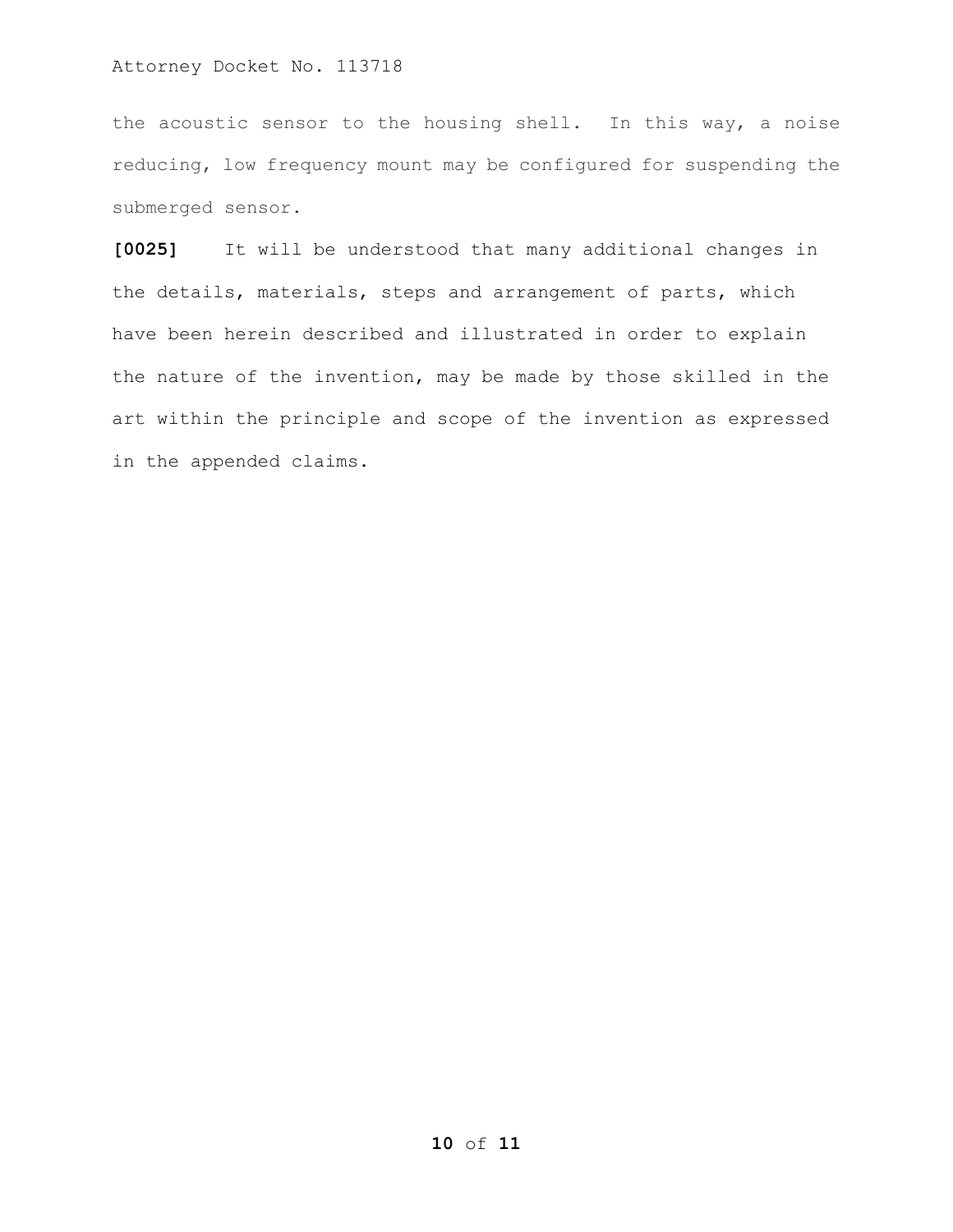the acoustic sensor to the housing shell. In this way, a noise reducing, low frequency mount may be configured for suspending the submerged sensor.

**[0025]** It will be understood that many additional changes in the details, materials, steps and arrangement of parts, which have been herein described and illustrated in order to explain the nature of the invention, may be made by those skilled in the art within the principle and scope of the invention as expressed in the appended claims.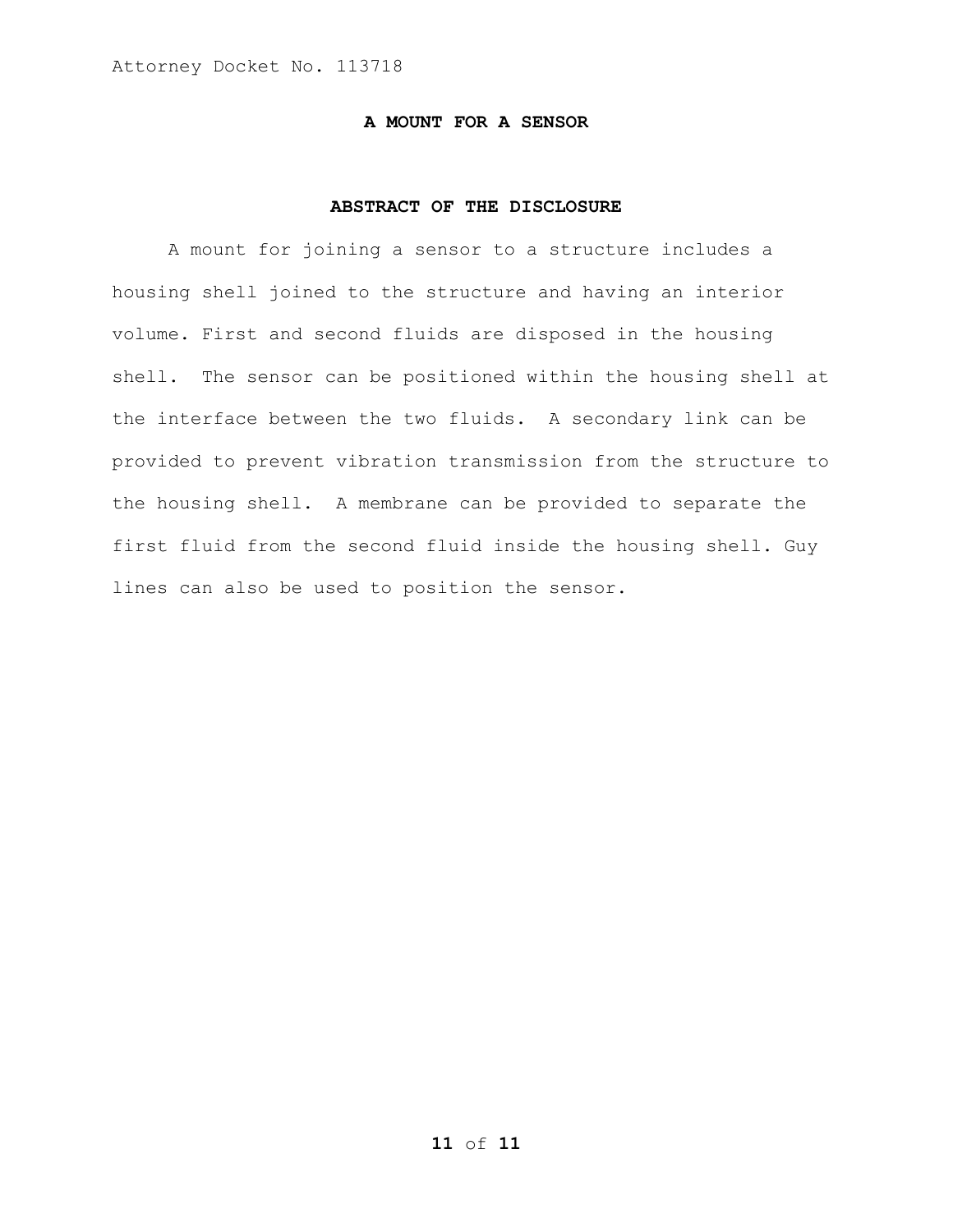Attorney Docket No. 113718

# A MOUNT FOR A SENSOR

## ABSTRACT OF THE DISCLOSURE

A mount for joining a sensor to a structure includes a housing shell joined to the structure and having an interior volume. First and second fluids are disposed in the housing shell. The sensor can be positioned within the housing shell at the interface between the two fluids. A secondary link can be provided to prevent vibration transmission from the structure to the housing shell. A membrane can be provided to separate the first fluid from the second fluid inside the housing shell. Guy lines can also be used to position the sensor.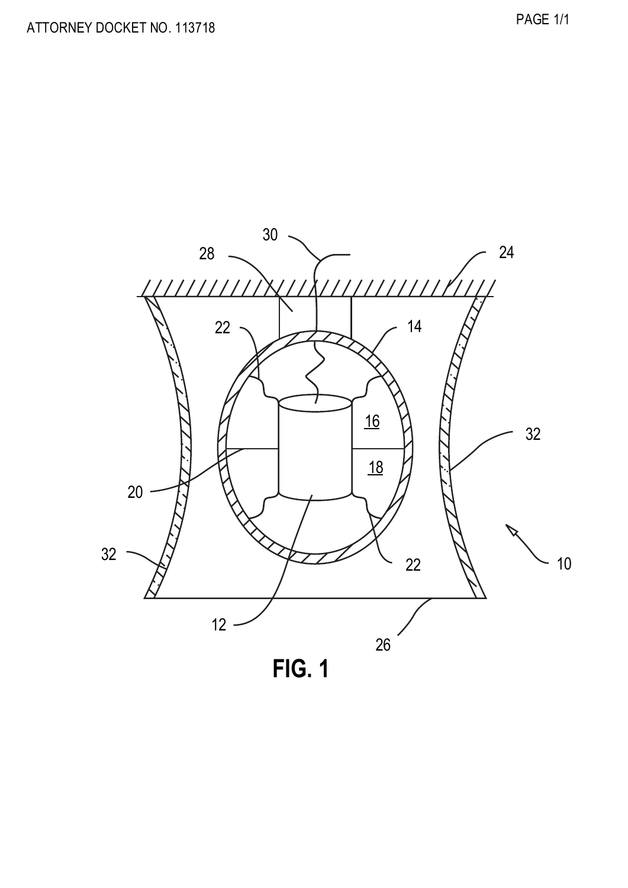**FIG. 1**